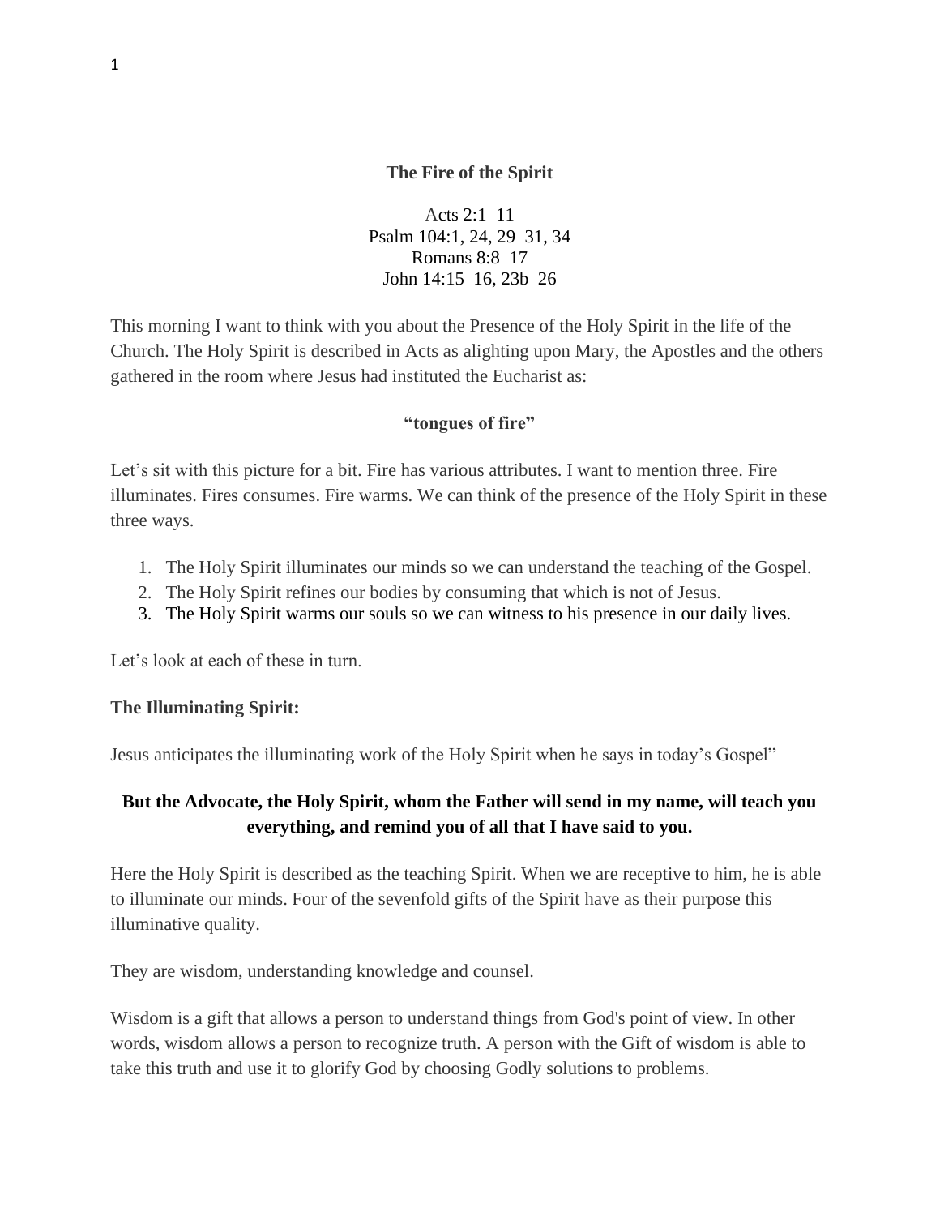# The Fire of the Spirit

Acts 2:1–11
Psalm 104:1, 24, 29–31, 34
Romans 8:8–17
John 14:15–16, 23b–26

This morning I want to think with you about the Presence of the Holy Spirit in the life of the Church. The Holy Spirit is described in Acts as alighting upon Mary, the Apostles and the others gathered in the room where Jesus had instituted the Eucharist as:

**"tongues of fire"**

Let's sit with this picture for a bit. Fire has various attributes. I want to mention three. Fire illuminates. Fires consumes. Fire warms. We can think of the presence of the Holy Spirit in these three ways.

1. The Holy Spirit illuminates our minds so we can understand the teaching of the Gospel.
2. The Holy Spirit refines our bodies by consuming that which is not of Jesus.
3. The Holy Spirit warms our souls so we can witness to his presence in our daily lives.

Let's look at each of these in turn.

**The Illuminating Spirit:**

Jesus anticipates the illuminating work of the Holy Spirit when he says in today's Gospel"

**But the Advocate, the Holy Spirit, whom the Father will send in my name, will teach you everything, and remind you of all that I have said to you.**

Here the Holy Spirit is described as the teaching Spirit. When we are receptive to him, he is able to illuminate our minds. Four of the sevenfold gifts of the Spirit have as their purpose this illuminative quality.

They are wisdom, understanding knowledge and counsel.

Wisdom is a gift that allows a person to understand things from God's point of view. In other words, wisdom allows a person to recognize truth. A person with the Gift of wisdom is able to take this truth and use it to glorify God by choosing Godly solutions to problems.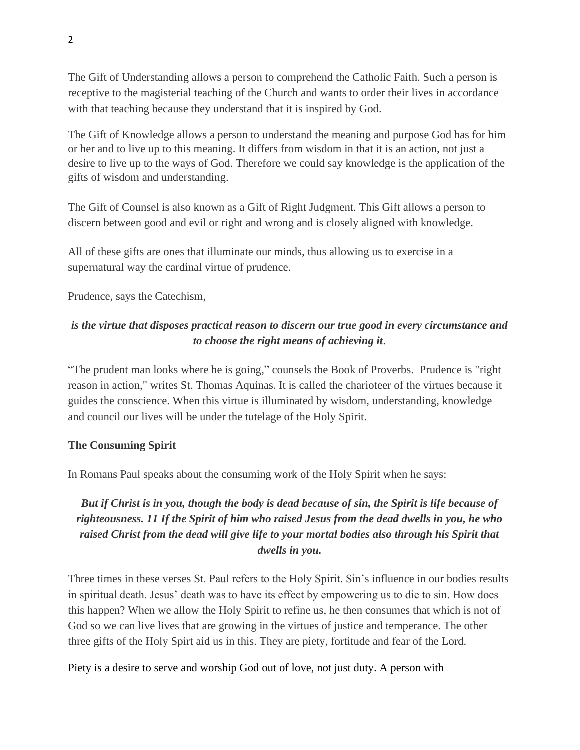The Gift of Understanding allows a person to comprehend the Catholic Faith. Such a person is receptive to the magisterial teaching of the Church and wants to order their lives in accordance with that teaching because they understand that it is inspired by God.

The Gift of Knowledge allows a person to understand the meaning and purpose God has for him or her and to live up to this meaning. It differs from wisdom in that it is an action, not just a desire to live up to the ways of God. Therefore we could say knowledge is the application of the gifts of wisdom and understanding.

The Gift of Counsel is also known as a Gift of Right Judgment. This Gift allows a person to discern between good and evil or right and wrong and is closely aligned with knowledge.

All of these gifts are ones that illuminate our minds, thus allowing us to exercise in a supernatural way the cardinal virtue of prudence.

Prudence, says the Catechism,

***is the virtue that disposes practical reason to discern our true good in every circumstance and to choose the right means of achieving it*.**

“The prudent man looks where he is going,” counsels the Book of Proverbs. Prudence is "right reason in action," writes St. Thomas Aquinas. It is called the charioteer of the virtues because it guides the conscience. When this virtue is illuminated by wisdom, understanding, knowledge and council our lives will be under the tutelage of the Holy Spirit.

**The Consuming Spirit**

In Romans Paul speaks about the consuming work of the Holy Spirit when he says:

***But if Christ is in you, though the body is dead because of sin, the Spirit is life because of righteousness. 11 If the Spirit of him who raised Jesus from the dead dwells in you, he who raised Christ from the dead will give life to your mortal bodies also through his Spirit that dwells in you.***

Three times in these verses St. Paul refers to the Holy Spirit. Sin’s influence in our bodies results in spiritual death. Jesus’ death was to have its effect by empowering us to die to sin. How does this happen? When we allow the Holy Spirit to refine us, he then consumes that which is not of God so we can live lives that are growing in the virtues of justice and temperance. The other three gifts of the Holy Spirt aid us in this. They are piety, fortitude and fear of the Lord.

Piety is a desire to serve and worship God out of love, not just duty. A person with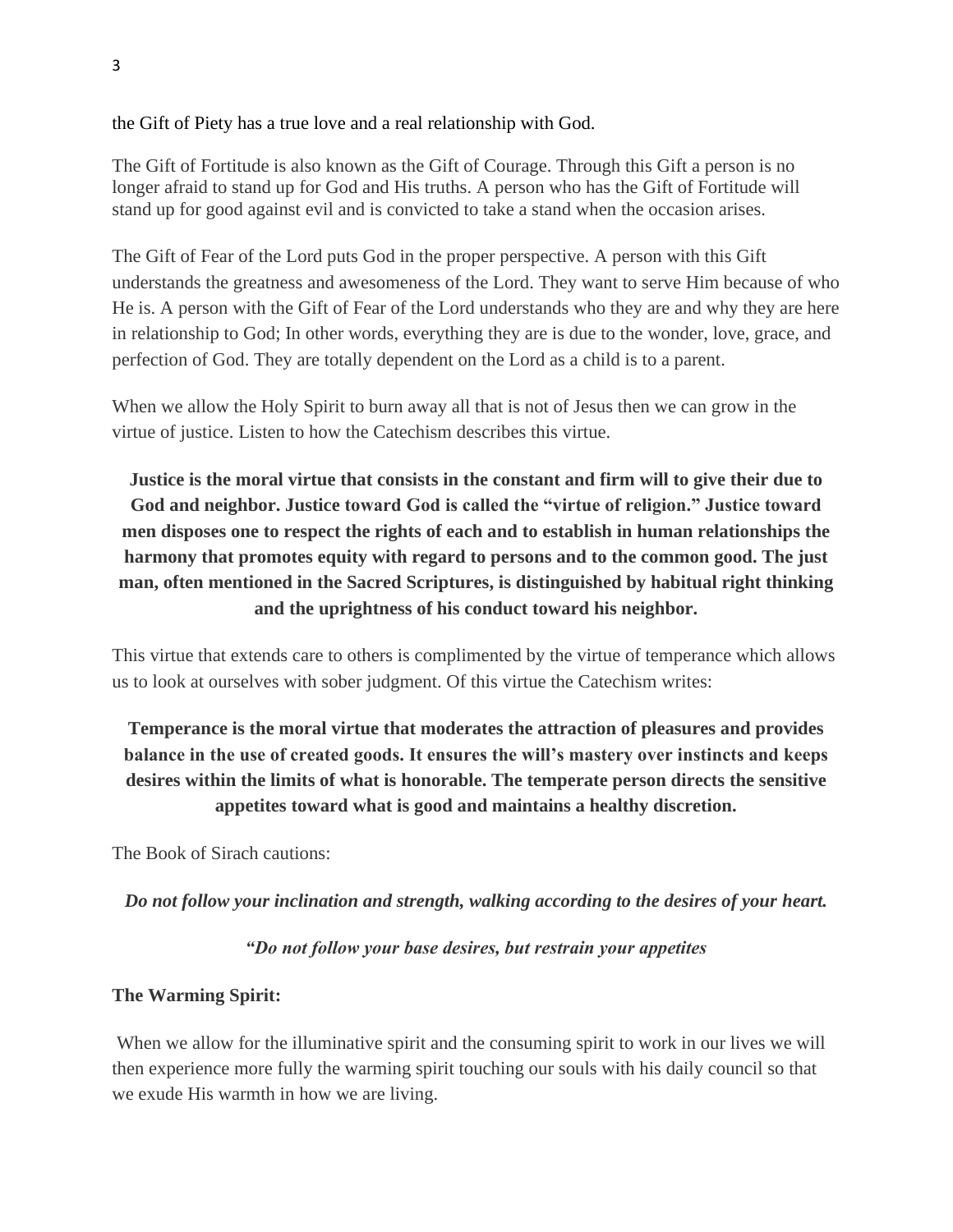the Gift of Piety has a true love and a real relationship with God.

The Gift of Fortitude is also known as the Gift of Courage. Through this Gift a person is no longer afraid to stand up for God and His truths. A person who has the Gift of Fortitude will stand up for good against evil and is convicted to take a stand when the occasion arises.

The Gift of Fear of the Lord puts God in the proper perspective. A person with this Gift understands the greatness and awesomeness of the Lord. They want to serve Him because of who He is. A person with the Gift of Fear of the Lord understands who they are and why they are here in relationship to God; In other words, everything they are is due to the wonder, love, grace, and perfection of God. They are totally dependent on the Lord as a child is to a parent.

When we allow the Holy Spirit to burn away all that is not of Jesus then we can grow in the virtue of justice. Listen to how the Catechism describes this virtue.

> **Justice is the moral virtue that consists in the constant and firm will to give their due to God and neighbor. Justice toward God is called the "virtue of religion." Justice toward men disposes one to respect the rights of each and to establish in human relationships the harmony that promotes equity with regard to persons and to the common good. The just man, often mentioned in the Sacred Scriptures, is distinguished by habitual right thinking and the uprightness of his conduct toward his neighbor.**

This virtue that extends care to others is complimented by the virtue of temperance which allows us to look at ourselves with sober judgment. Of this virtue the Catechism writes:

> **Temperance is the moral virtue that moderates the attraction of pleasures and provides balance in the use of created goods. It ensures the will's mastery over instincts and keeps desires within the limits of what is honorable. The temperate person directs the sensitive appetites toward what is good and maintains a healthy discretion.**

The Book of Sirach cautions:

> ***Do not follow your inclination and strength, walking according to the desires of your heart.***
>
> ***"Do not follow your base desires, but restrain your appetites***

**The Warming Spirit:**

When we allow for the illuminative spirit and the consuming spirit to work in our lives we will then experience more fully the warming spirit touching our souls with his daily council so that we exude His warmth in how we are living.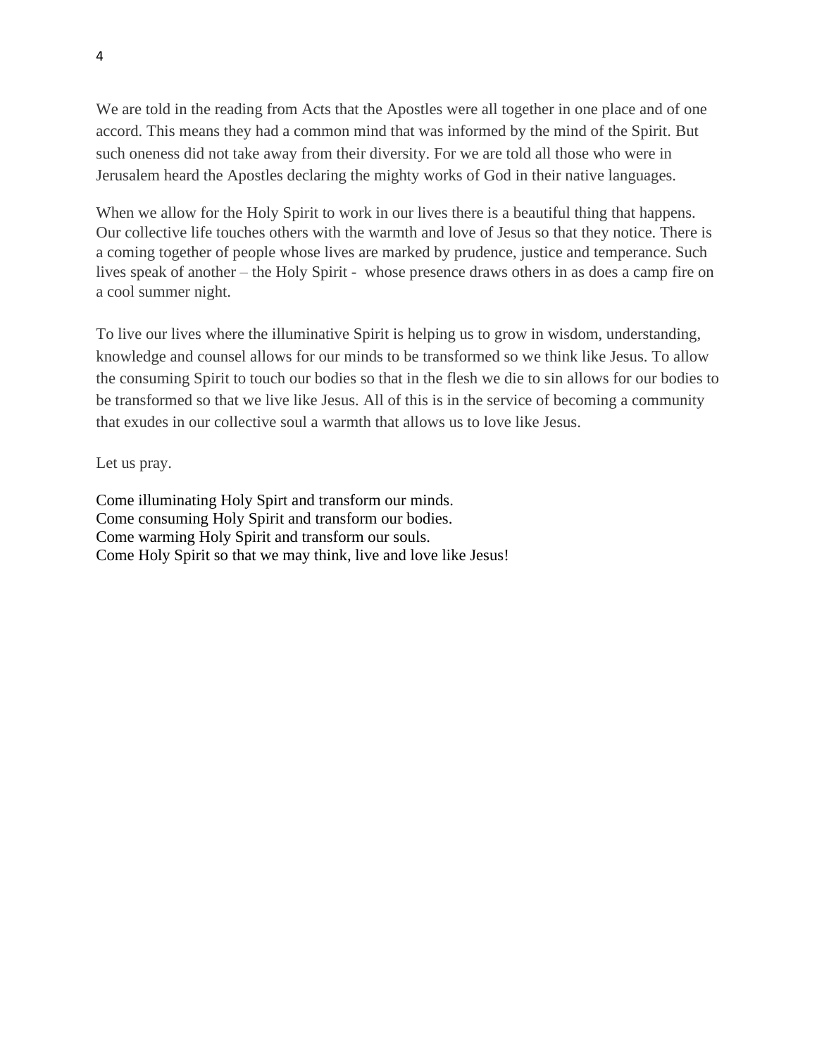We are told in the reading from Acts that the Apostles were all together in one place and of one accord. This means they had a common mind that was informed by the mind of the Spirit. But such oneness did not take away from their diversity. For we are told all those who were in Jerusalem heard the Apostles declaring the mighty works of God in their native languages.

When we allow for the Holy Spirit to work in our lives there is a beautiful thing that happens. Our collective life touches others with the warmth and love of Jesus so that they notice. There is a coming together of people whose lives are marked by prudence, justice and temperance. Such lives speak of another – the Holy Spirit - whose presence draws others in as does a camp fire on a cool summer night.

To live our lives where the illuminative Spirit is helping us to grow in wisdom, understanding, knowledge and counsel allows for our minds to be transformed so we think like Jesus. To allow the consuming Spirit to touch our bodies so that in the flesh we die to sin allows for our bodies to be transformed so that we live like Jesus. All of this is in the service of becoming a community that exudes in our collective soul a warmth that allows us to love like Jesus.

Let us pray.

Come illuminating Holy Spirt and transform our minds.
Come consuming Holy Spirit and transform our bodies.
Come warming Holy Spirit and transform our souls.
Come Holy Spirit so that we may think, live and love like Jesus!